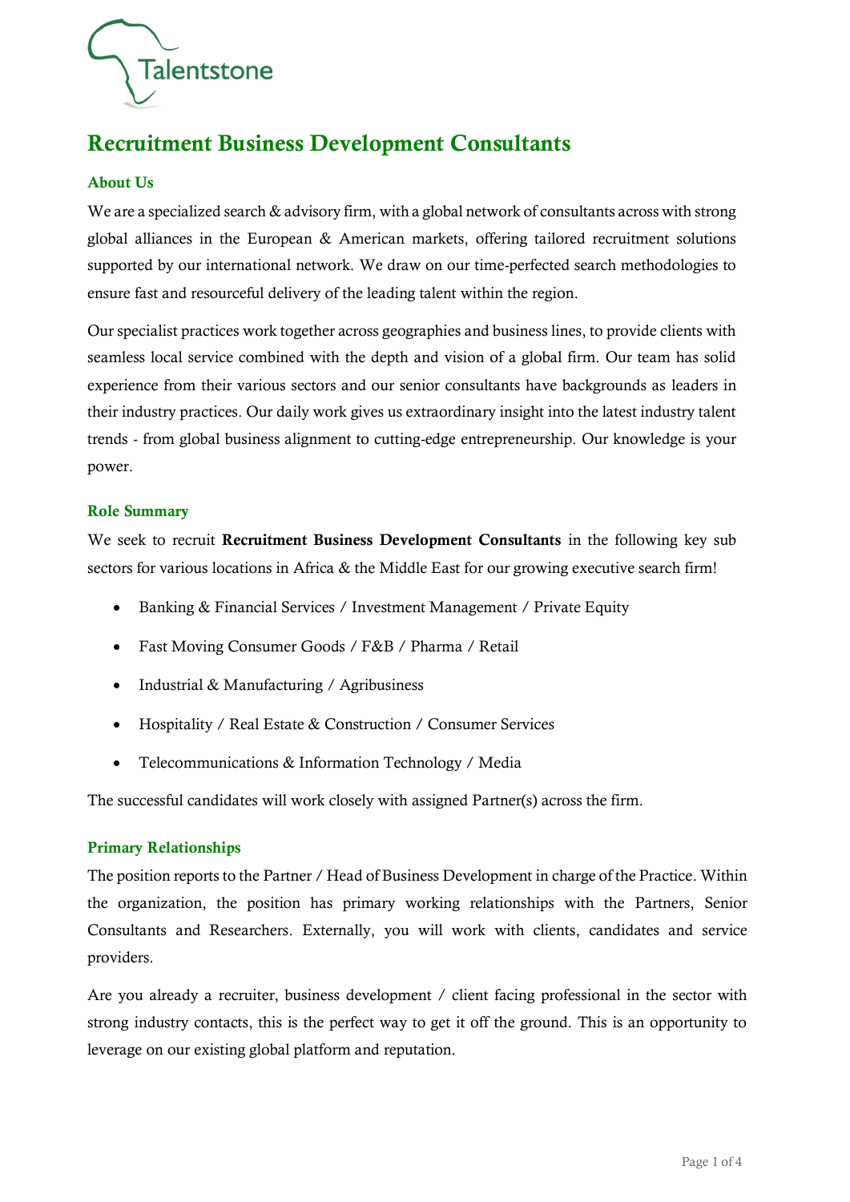# Recruitment Business Development Consultants

## About Us

We are a specialized search & advisory firm, with a global network of consultants across with strong global alliances in the European & American markets, offering tailored recruitment solutions supported by our international network. We draw on our time-perfected search methodologies to ensure fast and resourceful delivery of the leading talent within the region.

Our specialist practices work together across geographies and business lines, to provide clients with seamless local service combined with the depth and vision of a global firm. Our team has solid experience from their various sectors and our senior consultants have backgrounds as leaders in their industry practices. Our daily work gives us extraordinary insight into the latest industry talent trends - from global business alignment to cutting-edge entrepreneurship. Our knowledge is your power.

## Role Summary

We seek to recruit **Recruitment Business Development Consultants** in the following key sub sectors for various locations in Africa & the Middle East for our growing executive search firm!

- Banking & Financial Services / Investment Management / Private Equity
- Fast Moving Consumer Goods / F&B / Pharma / Retail
- Industrial & Manufacturing / Agribusiness
- Hospitality / Real Estate & Construction / Consumer Services
- Telecommunications & Information Technology / Media

The successful candidates will work closely with assigned Partner(s) across the firm.

## Primary Relationships

The position reports to the Partner / Head of Business Development in charge of the Practice. Within the organization, the position has primary working relationships with the Partners, Senior Consultants and Researchers. Externally, you will work with clients, candidates and service providers.

Are you already a recruiter, business development / client facing professional in the sector with strong industry contacts, this is the perfect way to get it off the ground. This is an opportunity to leverage on our existing global platform and reputation.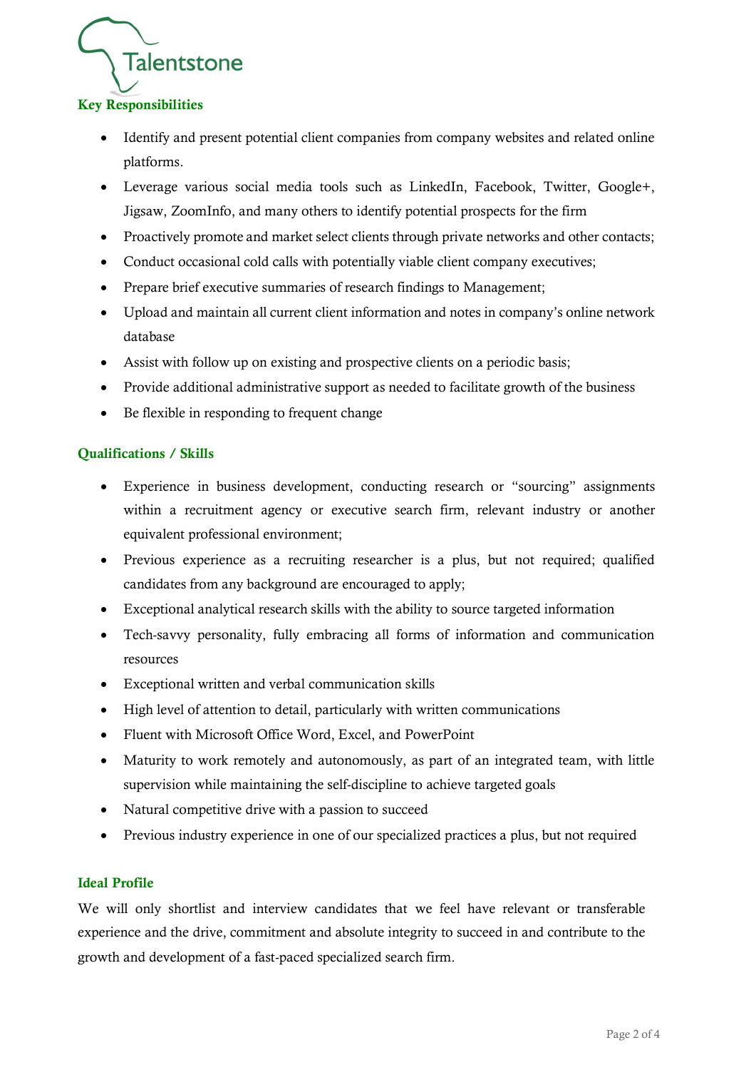## Key Responsibilities

- Identify and present potential client companies from company websites and related online platforms.
- Leverage various social media tools such as LinkedIn, Facebook, Twitter, Google+, Jigsaw, ZoomInfo, and many others to identify potential prospects for the firm
- Proactively promote and market select clients through private networks and other contacts;
- Conduct occasional cold calls with potentially viable client company executives;
- Prepare brief executive summaries of research findings to Management;
- Upload and maintain all current client information and notes in company's online network database
- Assist with follow up on existing and prospective clients on a periodic basis;
- Provide additional administrative support as needed to facilitate growth of the business
- Be flexible in responding to frequent change

## Qualifications / Skills

- Experience in business development, conducting research or "sourcing" assignments within a recruitment agency or executive search firm, relevant industry or another equivalent professional environment;
- Previous experience as a recruiting researcher is a plus, but not required; qualified candidates from any background are encouraged to apply;
- Exceptional analytical research skills with the ability to source targeted information
- Tech-savvy personality, fully embracing all forms of information and communication resources
- Exceptional written and verbal communication skills
- High level of attention to detail, particularly with written communications
- Fluent with Microsoft Office Word, Excel, and PowerPoint
- Maturity to work remotely and autonomously, as part of an integrated team, with little supervision while maintaining the self-discipline to achieve targeted goals
- Natural competitive drive with a passion to succeed
- Previous industry experience in one of our specialized practices a plus, but not required

## Ideal Profile

We will only shortlist and interview candidates that we feel have relevant or transferable experience and the drive, commitment and absolute integrity to succeed in and contribute to the growth and development of a fast-paced specialized search firm.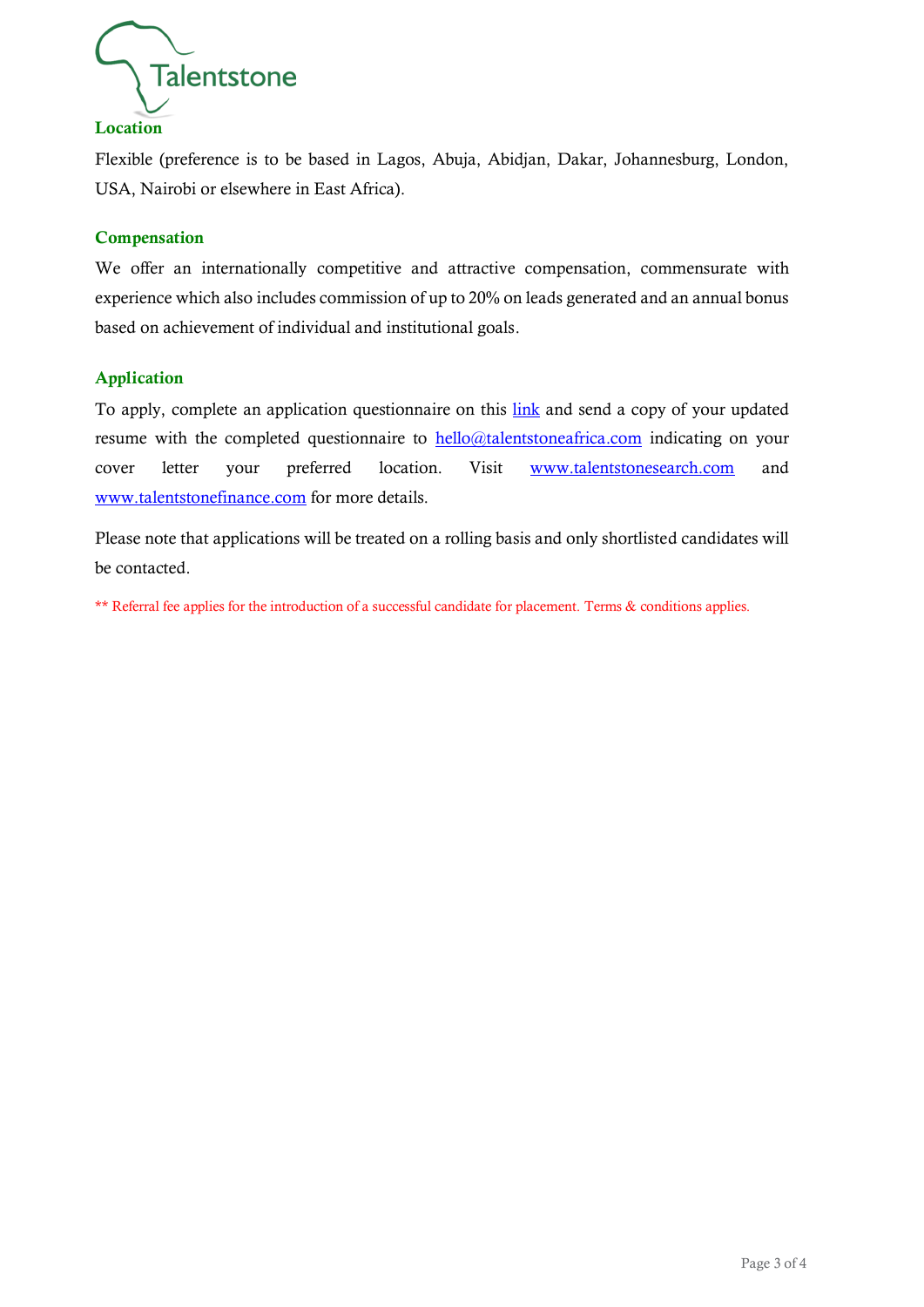## Location

Flexible (preference is to be based in Lagos, Abuja, Abidjan, Dakar, Johannesburg, London, USA, Nairobi or elsewhere in East Africa).

## Compensation

We offer an internationally competitive and attractive compensation, commensurate with experience which also includes commission of up to 20% on leads generated and an annual bonus based on achievement of individual and institutional goals.

## Application

To apply, complete an application questionnaire on this link and send a copy of your updated resume with the completed questionnaire to hello@talentstoneafrica.com indicating on your cover letter your preferred location. Visit www.talentstonesearch.com and www.talentstonefinance.com for more details.

Please note that applications will be treated on a rolling basis and only shortlisted candidates will be contacted.

** Referral fee applies for the introduction of a successful candidate for placement. Terms & conditions applies.